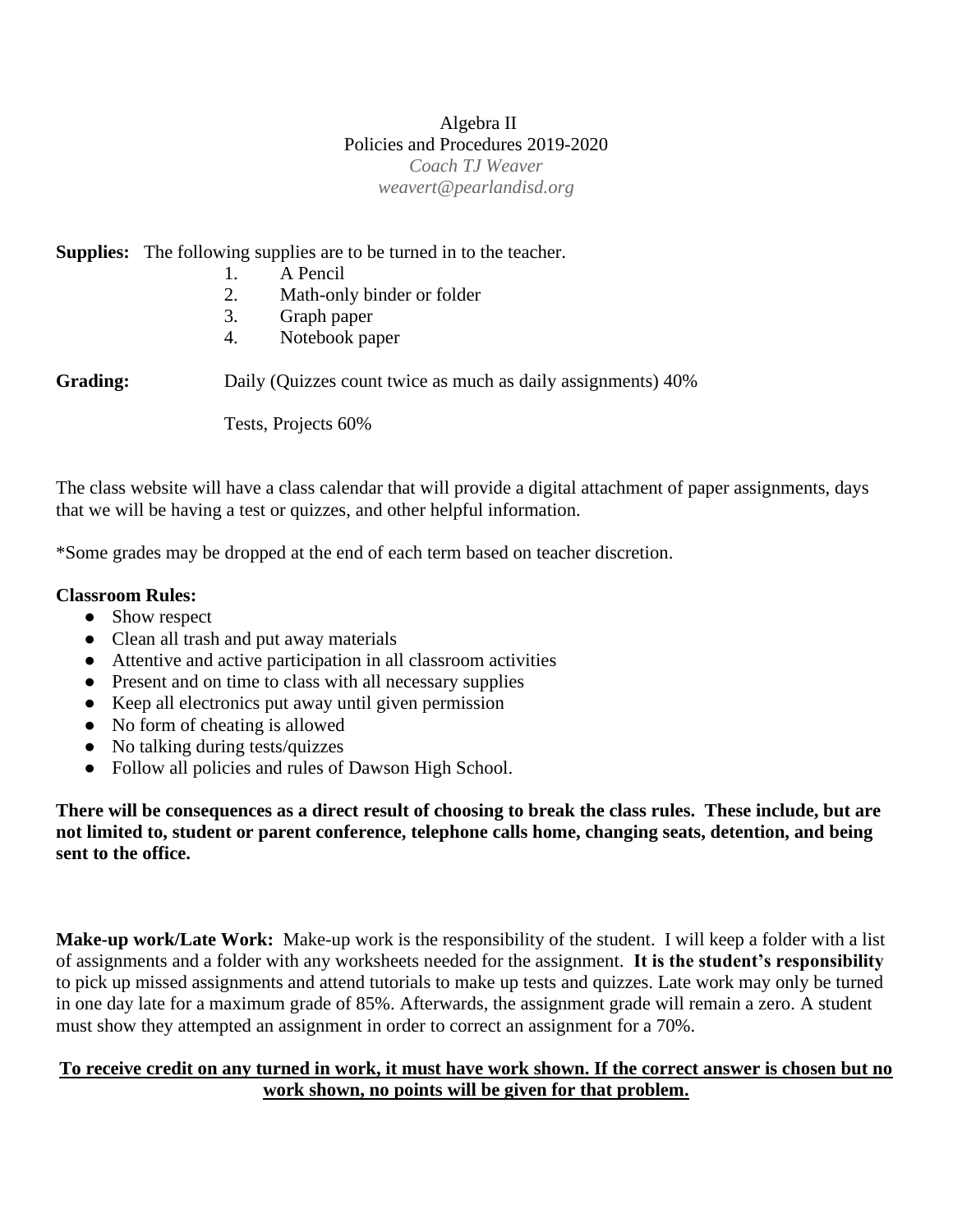Algebra II
Policies and Procedures 2019-2020
*Coach TJ Weaver*
*weavert@pearlandisd.org*

**Supplies:** The following supplies are to be turned in to the teacher.

1. A Pencil
2. Math-only binder or folder
3. Graph paper
4. Notebook paper

**Grading:** Daily (Quizzes count twice as much as daily assignments) 40%

Tests, Projects 60%

The class website will have a class calendar that will provide a digital attachment of paper assignments, days that we will be having a test or quizzes, and other helpful information.

*Some grades may be dropped at the end of each term based on teacher discretion.

**Classroom Rules:**

- Show respect
- Clean all trash and put away materials
- Attentive and active participation in all classroom activities
- Present and on time to class with all necessary supplies
- Keep all electronics put away until given permission
- No form of cheating is allowed
- No talking during tests/quizzes
- Follow all policies and rules of Dawson High School.

**There will be consequences as a direct result of choosing to break the class rules. These include, but are not limited to, student or parent conference, telephone calls home, changing seats, detention, and being sent to the office.**

**Make-up work/Late Work:** Make-up work is the responsibility of the student. I will keep a folder with a list of assignments and a folder with any worksheets needed for the assignment. **It is the student's responsibility** to pick up missed assignments and attend tutorials to make up tests and quizzes. Late work may only be turned in one day late for a maximum grade of 85%. Afterwards, the assignment grade will remain a zero. A student must show they attempted an assignment in order to correct an assignment for a 70%.

<u>**To receive credit on any turned in work, it must have work shown. If the correct answer is chosen but no work shown, no points will be given for that problem.**</u>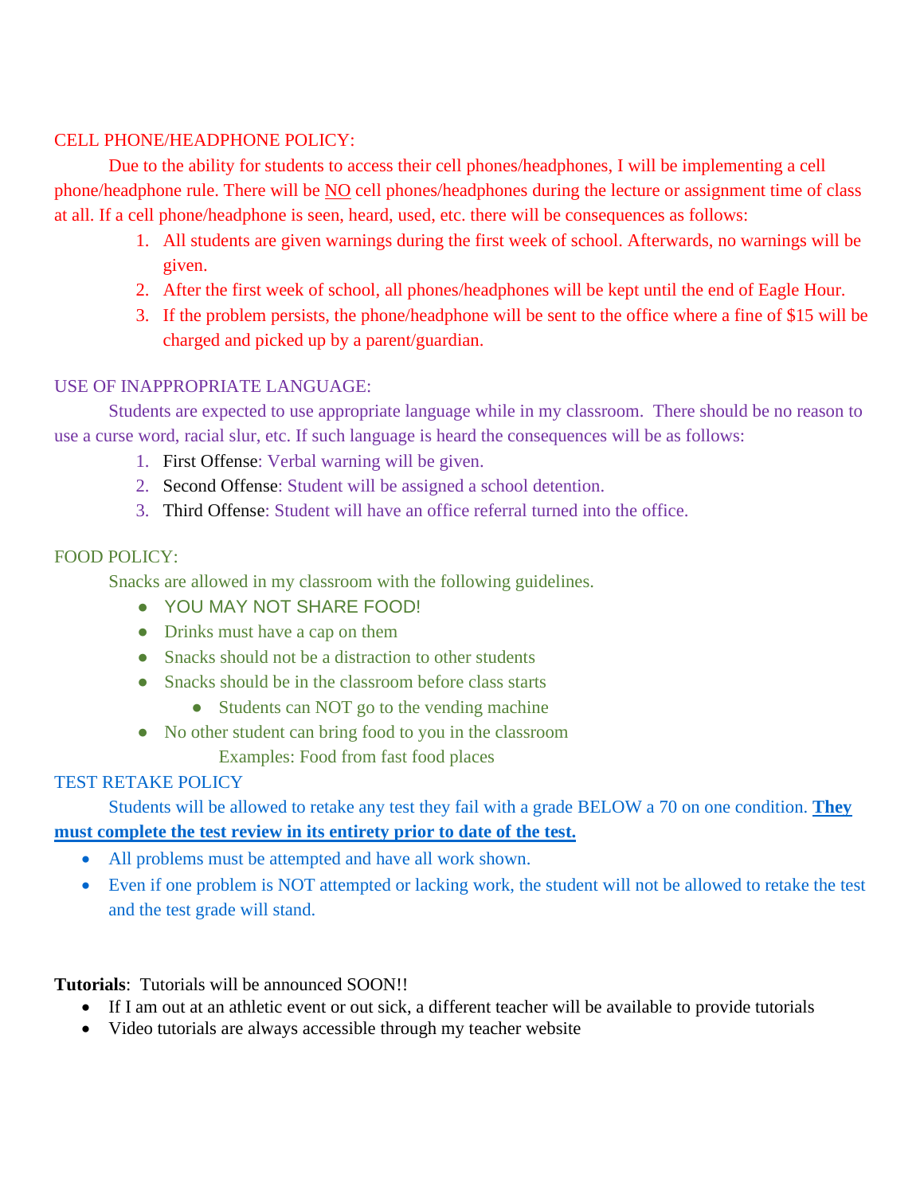CELL PHONE/HEADPHONE POLICY:

Due to the ability for students to access their cell phones/headphones, I will be implementing a cell phone/headphone rule. There will be NO cell phones/headphones during the lecture or assignment time of class at all. If a cell phone/headphone is seen, heard, used, etc. there will be consequences as follows:

1. All students are given warnings during the first week of school. Afterwards, no warnings will be given.
2. After the first week of school, all phones/headphones will be kept until the end of Eagle Hour.
3. If the problem persists, the phone/headphone will be sent to the office where a fine of $15 will be charged and picked up by a parent/guardian.

USE OF INAPPROPRIATE LANGUAGE:

Students are expected to use appropriate language while in my classroom. There should be no reason to use a curse word, racial slur, etc. If such language is heard the consequences will be as follows:

1. First Offense: Verbal warning will be given.
2. Second Offense: Student will be assigned a school detention.
3. Third Offense: Student will have an office referral turned into the office.

FOOD POLICY:

Snacks are allowed in my classroom with the following guidelines.

- YOU MAY NOT SHARE FOOD!
- Drinks must have a cap on them
- Snacks should not be a distraction to other students
- Snacks should be in the classroom before class starts
  - Students can NOT go to the vending machine
- No other student can bring food to you in the classroom

  Examples: Food from fast food places

TEST RETAKE POLICY

Students will be allowed to retake any test they fail with a grade BELOW a 70 on one condition. **They must complete the test review in its entirety prior to date of the test.**

- All problems must be attempted and have all work shown.
- Even if one problem is NOT attempted or lacking work, the student will not be allowed to retake the test and the test grade will stand.

**Tutorials**: Tutorials will be announced SOON!!

- If I am out at an athletic event or out sick, a different teacher will be available to provide tutorials
- Video tutorials are always accessible through my teacher website